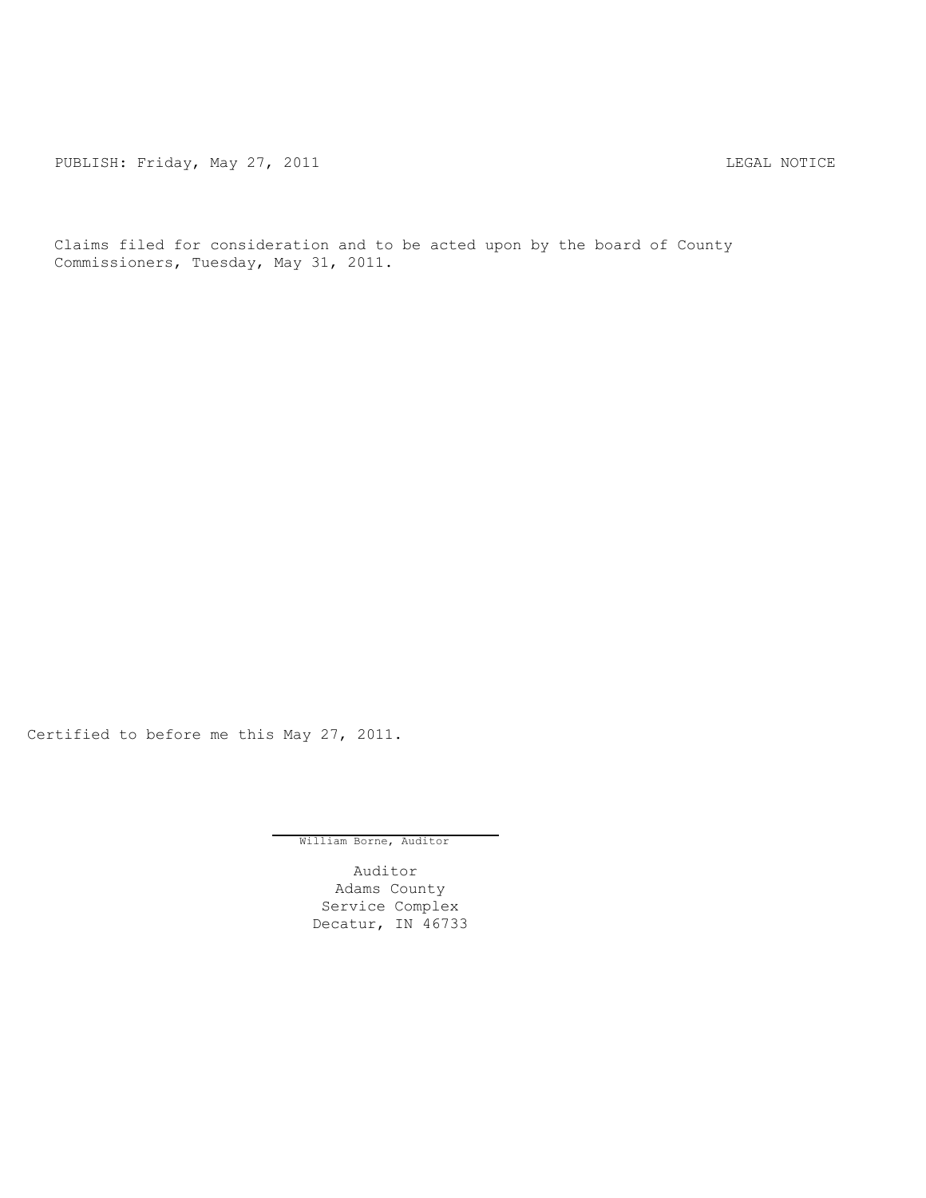PUBLISH: Friday, May 27, 2011 LEGAL NOTICE

Claims filed for consideration and to be acted upon by the board of County Commissioners, Tuesday, May 31, 2011.

Certified to before me this May 27, 2011.

William Borne, Auditor

Auditor
Adams County
Service Complex
Decatur, IN 46733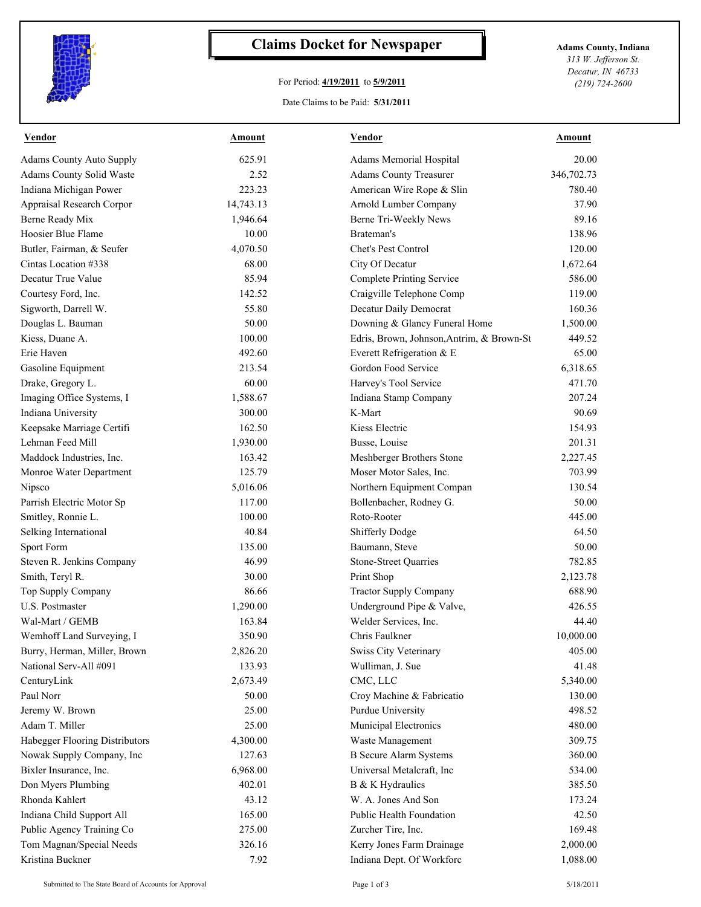# Claims Docket for Newspaper

For Period: **4/19/2011** to **5/9/2011**

Date Claims to be Paid: **5/31/2011**

**Adams County, Indiana**
*313 W. Jefferson St.*
*Decatur, IN 46733*
*(219) 724-2600*

| Vendor | Amount | Vendor | Amount |
|---|---|---|---|
| Adams County Auto Supply | 625.91 | Adams Memorial Hospital | 20.00 |
| Adams County Solid Waste | 2.52 | Adams County Treasurer | 346,702.73 |
| Indiana Michigan Power | 223.23 | American Wire Rope & Slin | 780.40 |
| Appraisal Research Corpor | 14,743.13 | Arnold Lumber Company | 37.90 |
| Berne Ready Mix | 1,946.64 | Berne Tri-Weekly News | 89.16 |
| Hoosier Blue Flame | 10.00 | Brateman's | 138.96 |
| Butler, Fairman, & Seufer | 4,070.50 | Chet's Pest Control | 120.00 |
| Cintas Location #338 | 68.00 | City Of Decatur | 1,672.64 |
| Decatur True Value | 85.94 | Complete Printing Service | 586.00 |
| Courtesy Ford, Inc. | 142.52 | Craigville Telephone Comp | 119.00 |
| Sigworth, Darrell W. | 55.80 | Decatur Daily Democrat | 160.36 |
| Douglas L. Bauman | 50.00 | Downing & Glancy Funeral Home | 1,500.00 |
| Kiess, Duane A. | 100.00 | Edris, Brown, Johnson,Antrim, & Brown-St | 449.52 |
| Erie Haven | 492.60 | Everett Refrigeration & E | 65.00 |
| Gasoline Equipment | 213.54 | Gordon Food Service | 6,318.65 |
| Drake, Gregory L. | 60.00 | Harvey's Tool Service | 471.70 |
| Imaging Office Systems, I | 1,588.67 | Indiana Stamp Company | 207.24 |
| Indiana University | 300.00 | K-Mart | 90.69 |
| Keepsake Marriage Certifi | 162.50 | Kiess Electric | 154.93 |
| Lehman Feed Mill | 1,930.00 | Busse, Louise | 201.31 |
| Maddock Industries, Inc. | 163.42 | Meshberger Brothers Stone | 2,227.45 |
| Monroe Water Department | 125.79 | Moser Motor Sales, Inc. | 703.99 |
| Nipsco | 5,016.06 | Northern Equipment Compan | 130.54 |
| Parrish Electric Motor Sp | 117.00 | Bollenbacher, Rodney G. | 50.00 |
| Smitley, Ronnie L. | 100.00 | Roto-Rooter | 445.00 |
| Selking International | 40.84 | Shifferly Dodge | 64.50 |
| Sport Form | 135.00 | Baumann, Steve | 50.00 |
| Steven R. Jenkins Company | 46.99 | Stone-Street Quarries | 782.85 |
| Smith, Teryl R. | 30.00 | Print Shop | 2,123.78 |
| Top Supply Company | 86.66 | Tractor Supply Company | 688.90 |
| U.S. Postmaster | 1,290.00 | Underground Pipe & Valve, | 426.55 |
| Wal-Mart / GEMB | 163.84 | Welder Services, Inc. | 44.40 |
| Wemhoff Land Surveying, I | 350.90 | Chris Faulkner | 10,000.00 |
| Burry, Herman, Miller, Brown | 2,826.20 | Swiss City Veterinary | 405.00 |
| National Serv-All #091 | 133.93 | Wulliman, J. Sue | 41.48 |
| CenturyLink | 2,673.49 | CMC, LLC | 5,340.00 |
| Paul Norr | 50.00 | Croy Machine & Fabricatio | 130.00 |
| Jeremy W. Brown | 25.00 | Purdue University | 498.52 |
| Adam T. Miller | 25.00 | Municipal Electronics | 480.00 |
| Habegger Flooring Distributors | 4,300.00 | Waste Management | 309.75 |
| Nowak Supply Company, Inc | 127.63 | B Secure Alarm Systems | 360.00 |
| Bixler Insurance, Inc. | 6,968.00 | Universal Metalcraft, Inc | 534.00 |
| Don Myers Plumbing | 402.01 | B & K Hydraulics | 385.50 |
| Rhonda Kahlert | 43.12 | W. A. Jones And Son | 173.24 |
| Indiana Child Support All | 165.00 | Public Health Foundation | 42.50 |
| Public Agency Training Co | 275.00 | Zurcher Tire, Inc. | 169.48 |
| Tom Magnan/Special Needs | 326.16 | Kerry Jones Farm Drainage | 2,000.00 |
| Kristina Buckner | 7.92 | Indiana Dept. Of Workforc | 1,088.00 |

Submitted to The State Board of Accounts for Approval — 5/18/2011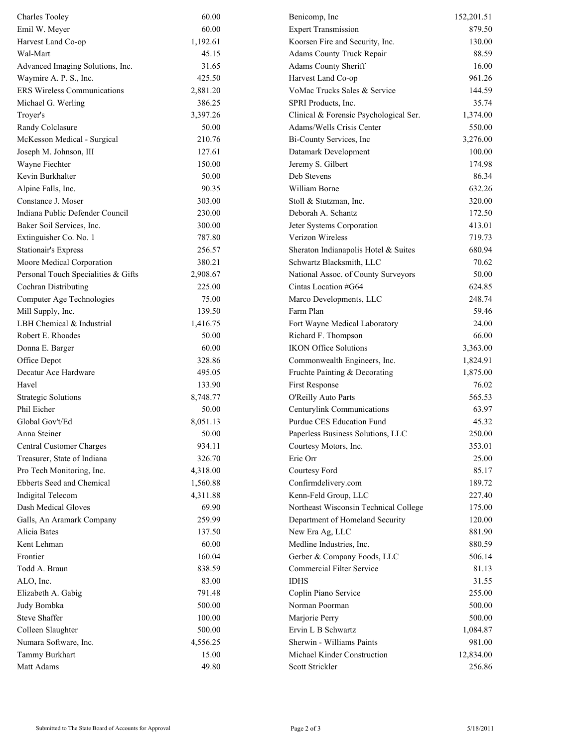| | | | |
|---|---|---|---|
| Charles Tooley | 60.00 | Benicomp, Inc | 152,201.51 |
| Emil W. Meyer | 60.00 | Expert Transmission | 879.50 |
| Harvest Land Co-op | 1,192.61 | Koorsen Fire and Security, Inc. | 130.00 |
| Wal-Mart | 45.15 | Adams County Truck Repair | 88.59 |
| Advanced Imaging Solutions, Inc. | 31.65 | Adams County Sheriff | 16.00 |
| Waymire A. P. S., Inc. | 425.50 | Harvest Land Co-op | 961.26 |
| ERS Wireless Communications | 2,881.20 | VoMac Trucks Sales & Service | 144.59 |
| Michael G. Werling | 386.25 | SPRI Products, Inc. | 35.74 |
| Troyer's | 3,397.26 | Clinical & Forensic Psychological Ser. | 1,374.00 |
| Randy Colclasure | 50.00 | Adams/Wells Crisis Center | 550.00 |
| McKesson Medical - Surgical | 210.76 | Bi-County Services, Inc | 3,276.00 |
| Joseph M. Johnson, III | 127.61 | Datamark Development | 100.00 |
| Wayne Fiechter | 150.00 | Jeremy S. Gilbert | 174.98 |
| Kevin Burkhalter | 50.00 | Deb Stevens | 86.34 |
| Alpine Falls, Inc. | 90.35 | William Borne | 632.26 |
| Constance J. Moser | 303.00 | Stoll & Stutzman, Inc. | 320.00 |
| Indiana Public Defender Council | 230.00 | Deborah A. Schantz | 172.50 |
| Baker Soil Services, Inc. | 300.00 | Jeter Systems Corporation | 413.01 |
| Extinguisher Co. No. 1 | 787.80 | Verizon Wireless | 719.73 |
| Stationair's Express | 256.57 | Sheraton Indianapolis Hotel & Suites | 680.94 |
| Moore Medical Corporation | 380.21 | Schwartz Blacksmith, LLC | 70.62 |
| Personal Touch Specialities & Gifts | 2,908.67 | National Assoc. of County Surveyors | 50.00 |
| Cochran Distributing | 225.00 | Cintas Location #G64 | 624.85 |
| Computer Age Technologies | 75.00 | Marco Developments, LLC | 248.74 |
| Mill Supply, Inc. | 139.50 | Farm Plan | 59.46 |
| LBH Chemical & Industrial | 1,416.75 | Fort Wayne Medical Laboratory | 24.00 |
| Robert E. Rhoades | 50.00 | Richard F. Thompson | 66.00 |
| Donna E. Barger | 60.00 | IKON Office Solutions | 3,363.00 |
| Office Depot | 328.86 | Commonwealth Engineers, Inc. | 1,824.91 |
| Decatur Ace Hardware | 495.05 | Fruchte Painting & Decorating | 1,875.00 |
| Havel | 133.90 | First Response | 76.02 |
| Strategic Solutions | 8,748.77 | O'Reilly Auto Parts | 565.53 |
| Phil Eicher | 50.00 | Centurylink Communications | 63.97 |
| Global Gov't/Ed | 8,051.13 | Purdue CES Education Fund | 45.32 |
| Anna Steiner | 50.00 | Paperless Business Solutions, LLC | 250.00 |
| Central Customer Charges | 934.11 | Courtesy Motors, Inc. | 353.01 |
| Treasurer, State of Indiana | 326.70 | Eric Orr | 25.00 |
| Pro Tech Monitoring, Inc. | 4,318.00 | Courtesy Ford | 85.17 |
| Ebberts Seed and Chemical | 1,560.88 | Confirmdelivery.com | 189.72 |
| Indigital Telecom | 4,311.88 | Kenn-Feld Group, LLC | 227.40 |
| Dash Medical Gloves | 69.90 | Northeast Wisconsin Technical College | 175.00 |
| Galls, An Aramark Company | 259.99 | Department of Homeland Security | 120.00 |
| Alicia Bates | 137.50 | New Era Ag, LLC | 881.90 |
| Kent Lehman | 60.00 | Medline Industries, Inc. | 880.59 |
| Frontier | 160.04 | Gerber & Company Foods, LLC | 506.14 |
| Todd A. Braun | 838.59 | Commercial Filter Service | 81.13 |
| ALO, Inc. | 83.00 | IDHS | 31.55 |
| Elizabeth A. Gabig | 791.48 | Coplin Piano Service | 255.00 |
| Judy Bombka | 500.00 | Norman Poorman | 500.00 |
| Steve Shaffer | 100.00 | Marjorie Perry | 500.00 |
| Colleen Slaughter | 500.00 | Ervin L B Schwartz | 1,084.87 |
| Numara Software, Inc. | 4,556.25 | Sherwin - Williams Paints | 981.00 |
| Tammy Burkhart | 15.00 | Michael Kinder Construction | 12,834.00 |
| Matt Adams | 49.80 | Scott Strickler | 256.86 |

Submitted to The State Board of Accounts for Approval 5/18/2011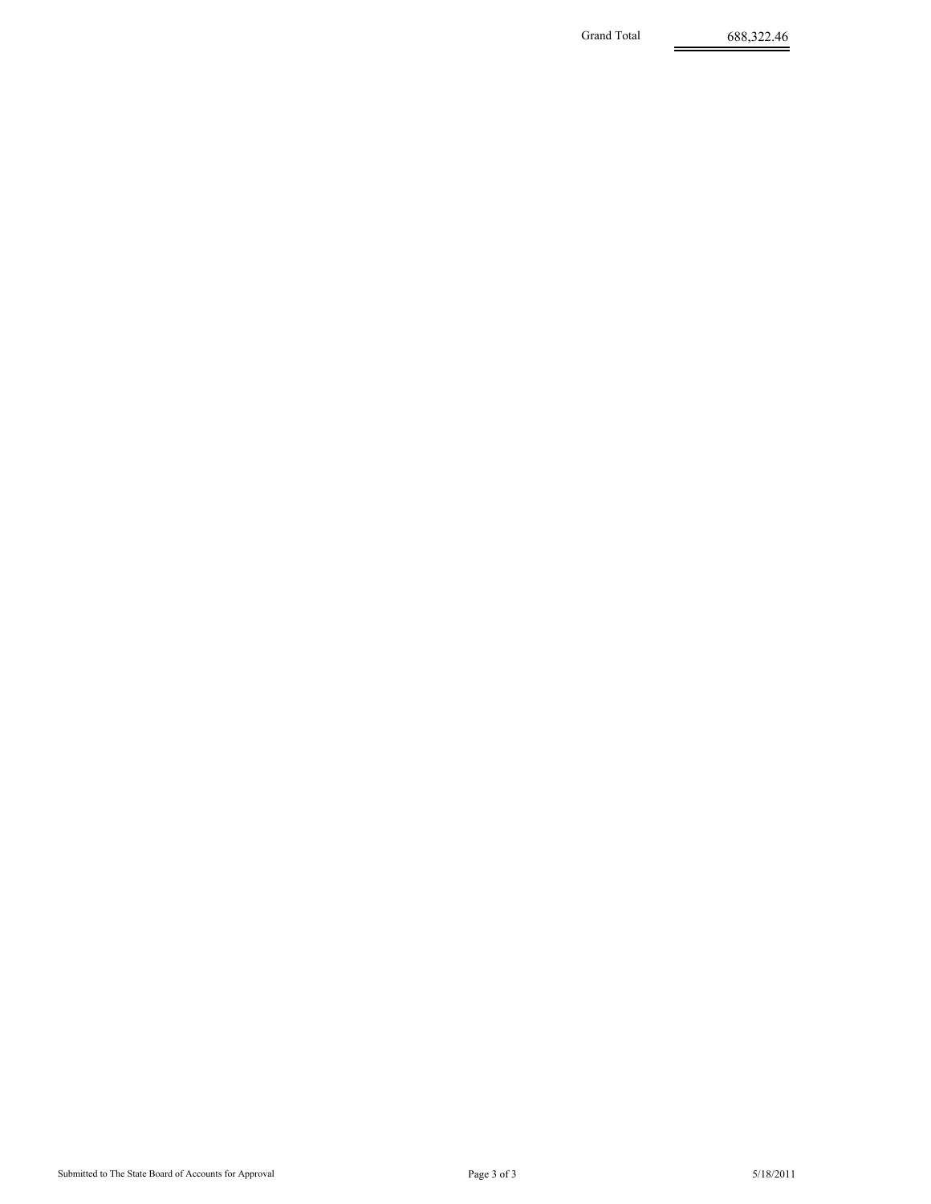| | |
|---|---|
| Grand Total | 688,322.46 |

Submitted to The State Board of Accounts for Approval

5/18/2011